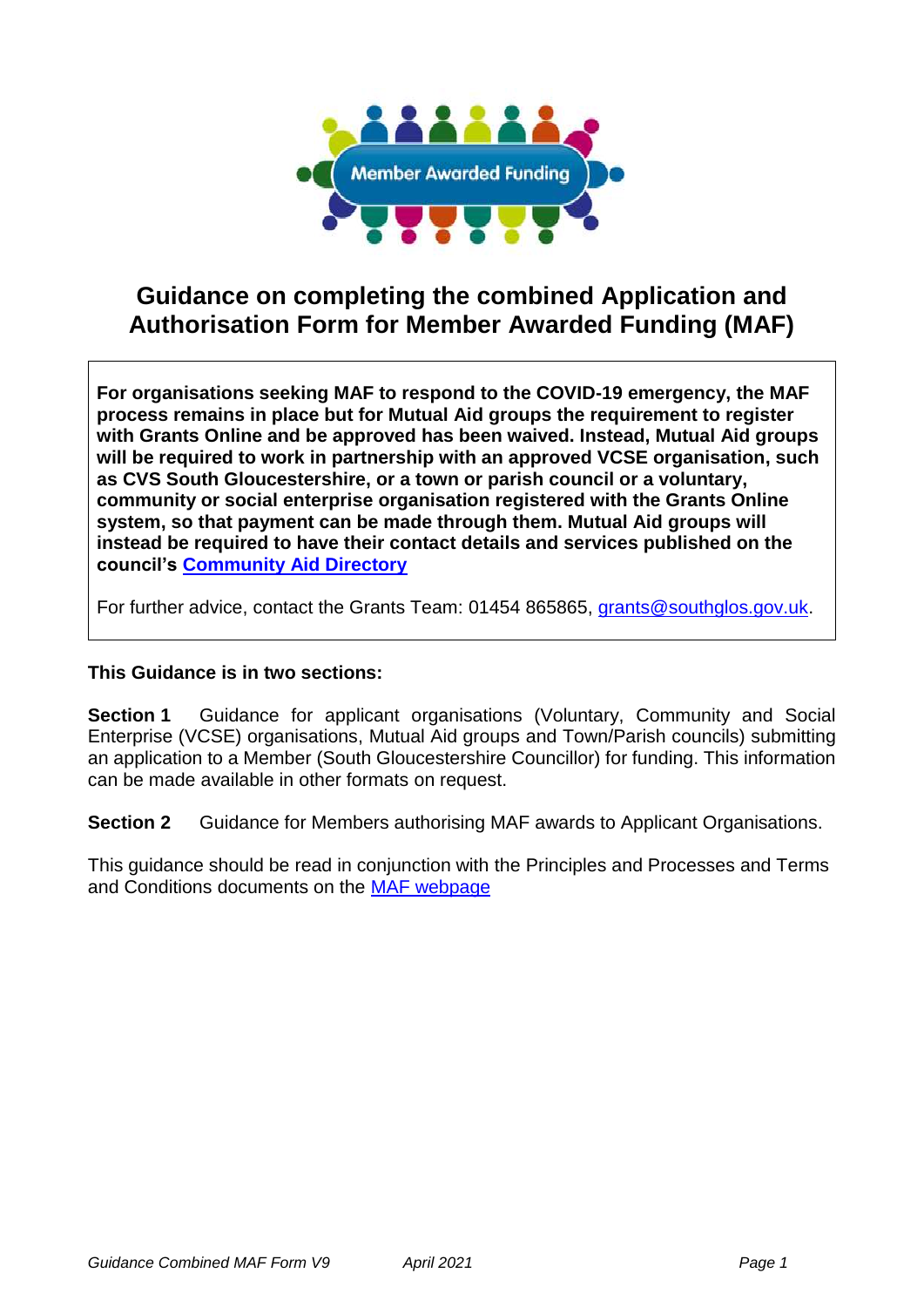# Guidance on completing the combined Application and Authorisation Form for Member Awarded Funding (MAF)

**For organisations seeking MAF to respond to the COVID-19 emergency, the MAF process remains in place but for Mutual Aid groups the requirement to register with Grants Online and be approved has been waived. Instead, Mutual Aid groups will be required to work in partnership with an approved VCSE organisation, such as CVS South Gloucestershire, or a town or parish council or a voluntary, community or social enterprise organisation registered with the Grants Online system, so that payment can be made through them. Mutual Aid groups will instead be required to have their contact details and services published on the council's [Community Aid Directory]**

For further advice, contact the Grants Team: 01454 865865, grants@southglos.gov.uk.

**This Guidance is in two sections:**

**Section 1** Guidance for applicant organisations (Voluntary, Community and Social Enterprise (VCSE) organisations, Mutual Aid groups and Town/Parish councils) submitting an application to a Member (South Gloucestershire Councillor) for funding. This information can be made available in other formats on request.

**Section 2** Guidance for Members authorising MAF awards to Applicant Organisations.

This guidance should be read in conjunction with the Principles and Processes and Terms and Conditions documents on the MAF webpage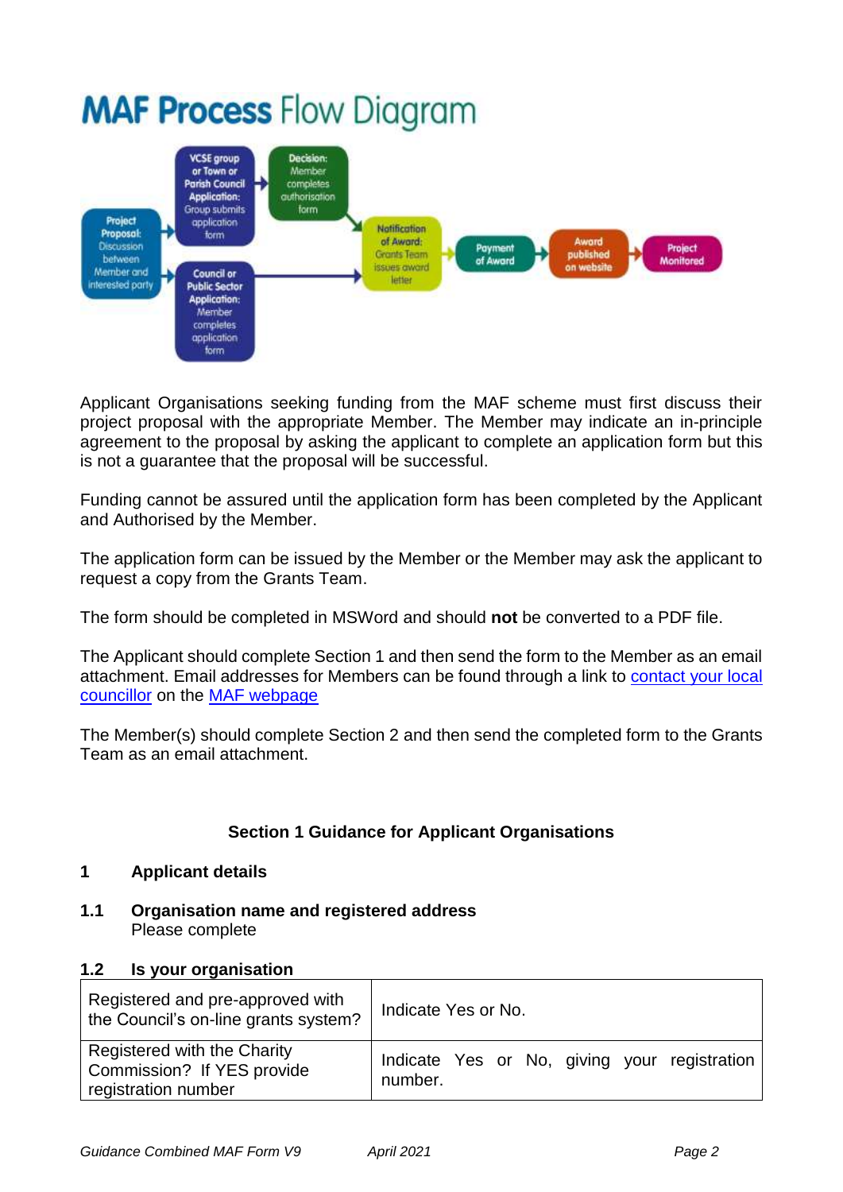# MAF Process Flow Diagram

Project Proposal: Discussion between Member and interested party

VCSE group or Town or Parish Council Application: Group submits application form

Council or Public Sector Application: Member completes application form

Decision: Member completes authorisation form

Notification of Award: Grants Team issues award letter

Payment of Award

Award published on website

Project Monitored

Applicant Organisations seeking funding from the MAF scheme must first discuss their project proposal with the appropriate Member. The Member may indicate an in-principle agreement to the proposal by asking the applicant to complete an application form but this is not a guarantee that the proposal will be successful.

Funding cannot be assured until the application form has been completed by the Applicant and Authorised by the Member.

The application form can be issued by the Member or the Member may ask the applicant to request a copy from the Grants Team.

The form should be completed in MSWord and should **not** be converted to a PDF file.

The Applicant should complete Section 1 and then send the form to the Member as an email attachment. Email addresses for Members can be found through a link to contact your local councillor on the MAF webpage

The Member(s) should complete Section 2 and then send the completed form to the Grants Team as an email attachment.

**Section 1 Guidance for Applicant Organisations**

## 1 Applicant details

### 1.1 Organisation name and registered address

Please complete

### 1.2 Is your organisation

| Registered and pre-approved with the Council's on-line grants system? | Indicate Yes or No. |
|---|---|
| Registered with the Charity Commission? If YES provide registration number | Indicate Yes or No, giving your registration number. |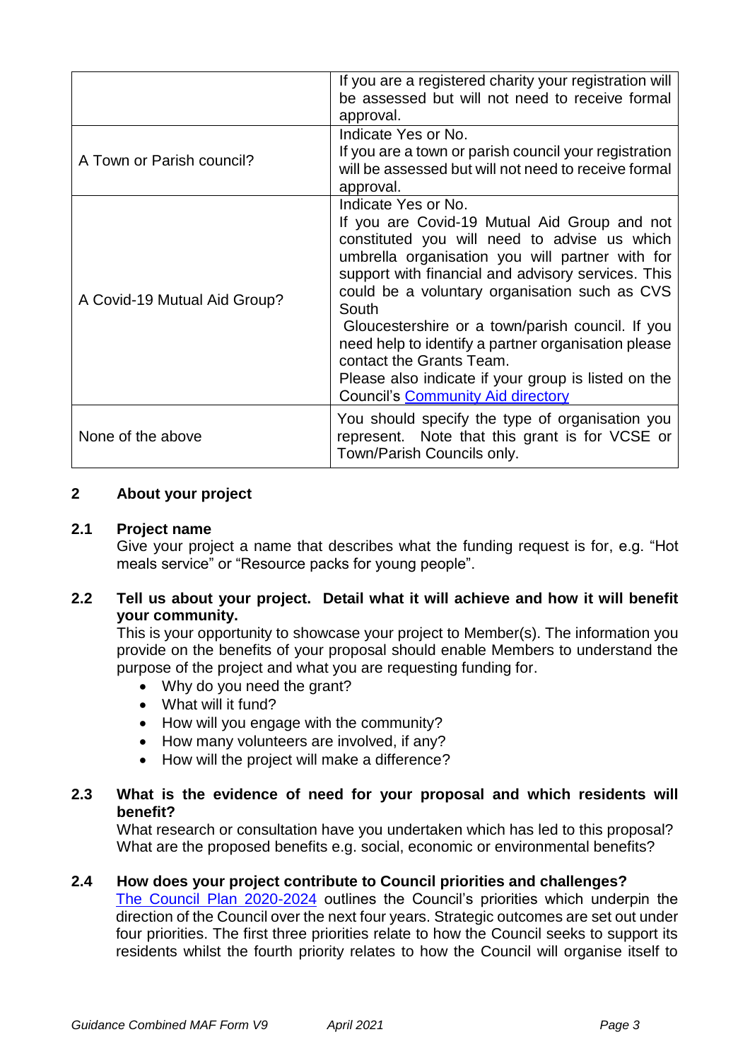| | |
|---|---|
| | If you are a registered charity your registration will be assessed but will not need to receive formal approval. |
| A Town or Parish council? | Indicate Yes or No.<br>If you are a town or parish council your registration will be assessed but will not need to receive formal approval. |
| A Covid-19 Mutual Aid Group? | Indicate Yes or No.<br>If you are Covid-19 Mutual Aid Group and not constituted you will need to advise us which umbrella organisation you will partner with for support with financial and advisory services. This could be a voluntary organisation such as CVS South Gloucestershire or a town/parish council. If you need help to identify a partner organisation please contact the Grants Team.<br>Please also indicate if your group is listed on the Council's Community Aid directory |
| None of the above | You should specify the type of organisation you represent. Note that this grant is for VCSE or Town/Parish Councils only. |

## 2 About your project

### 2.1 Project name

Give your project a name that describes what the funding request is for, e.g. "Hot meals service" or "Resource packs for young people".

### 2.2 Tell us about your project. Detail what it will achieve and how it will benefit your community.

This is your opportunity to showcase your project to Member(s). The information you provide on the benefits of your proposal should enable Members to understand the purpose of the project and what you are requesting funding for.

- Why do you need the grant?
- What will it fund?
- How will you engage with the community?
- How many volunteers are involved, if any?
- How will the project will make a difference?

### 2.3 What is the evidence of need for your proposal and which residents will benefit?

What research or consultation have you undertaken which has led to this proposal? What are the proposed benefits e.g. social, economic or environmental benefits?

### 2.4 How does your project contribute to Council priorities and challenges?

The Council Plan 2020-2024 outlines the Council's priorities which underpin the direction of the Council over the next four years. Strategic outcomes are set out under four priorities. The first three priorities relate to how the Council seeks to support its residents whilst the fourth priority relates to how the Council will organise itself to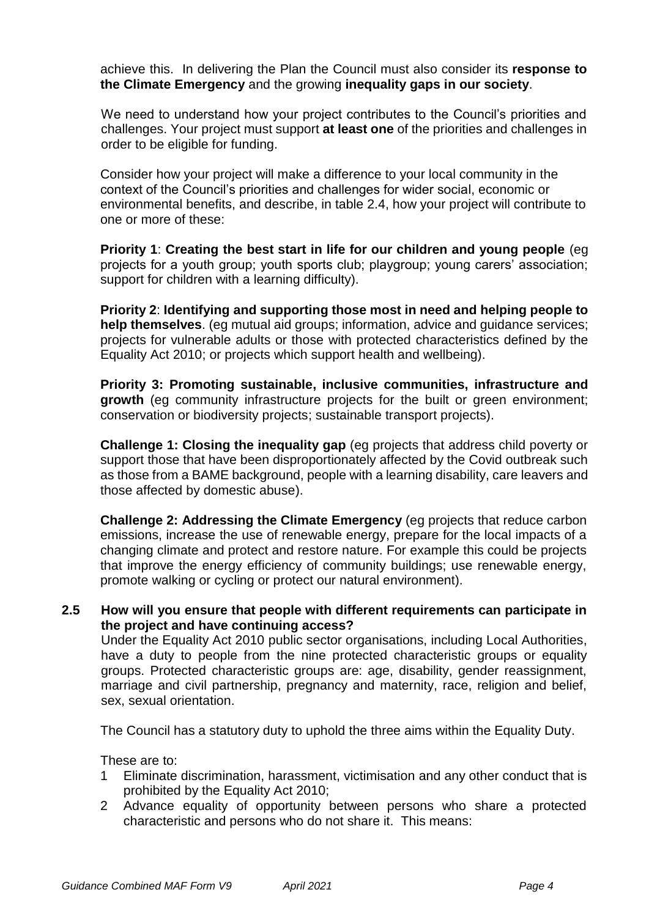achieve this. In delivering the Plan the Council must also consider its **response to the Climate Emergency** and the growing **inequality gaps in our society**.

We need to understand how your project contributes to the Council's priorities and challenges. Your project must support **at least one** of the priorities and challenges in order to be eligible for funding.

Consider how your project will make a difference to your local community in the context of the Council's priorities and challenges for wider social, economic or environmental benefits, and describe, in table 2.4, how your project will contribute to one or more of these:

**Priority 1**: **Creating the best start in life for our children and young people** (eg projects for a youth group; youth sports club; playgroup; young carers' association; support for children with a learning difficulty).

**Priority 2**: **Identifying and supporting those most in need and helping people to help themselves**. (eg mutual aid groups; information, advice and guidance services; projects for vulnerable adults or those with protected characteristics defined by the Equality Act 2010; or projects which support health and wellbeing).

**Priority 3: Promoting sustainable, inclusive communities, infrastructure and growth** (eg community infrastructure projects for the built or green environment; conservation or biodiversity projects; sustainable transport projects).

**Challenge 1: Closing the inequality gap** (eg projects that address child poverty or support those that have been disproportionately affected by the Covid outbreak such as those from a BAME background, people with a learning disability, care leavers and those affected by domestic abuse).

**Challenge 2: Addressing the Climate Emergency** (eg projects that reduce carbon emissions, increase the use of renewable energy, prepare for the local impacts of a changing climate and protect and restore nature. For example this could be projects that improve the energy efficiency of community buildings; use renewable energy, promote walking or cycling or protect our natural environment).

### 2.5 How will you ensure that people with different requirements can participate in the project and have continuing access?

Under the Equality Act 2010 public sector organisations, including Local Authorities, have a duty to people from the nine protected characteristic groups or equality groups. Protected characteristic groups are: age, disability, gender reassignment, marriage and civil partnership, pregnancy and maternity, race, religion and belief, sex, sexual orientation.

The Council has a statutory duty to uphold the three aims within the Equality Duty.

These are to:

1. Eliminate discrimination, harassment, victimisation and any other conduct that is prohibited by the Equality Act 2010;
2. Advance equality of opportunity between persons who share a protected characteristic and persons who do not share it. This means: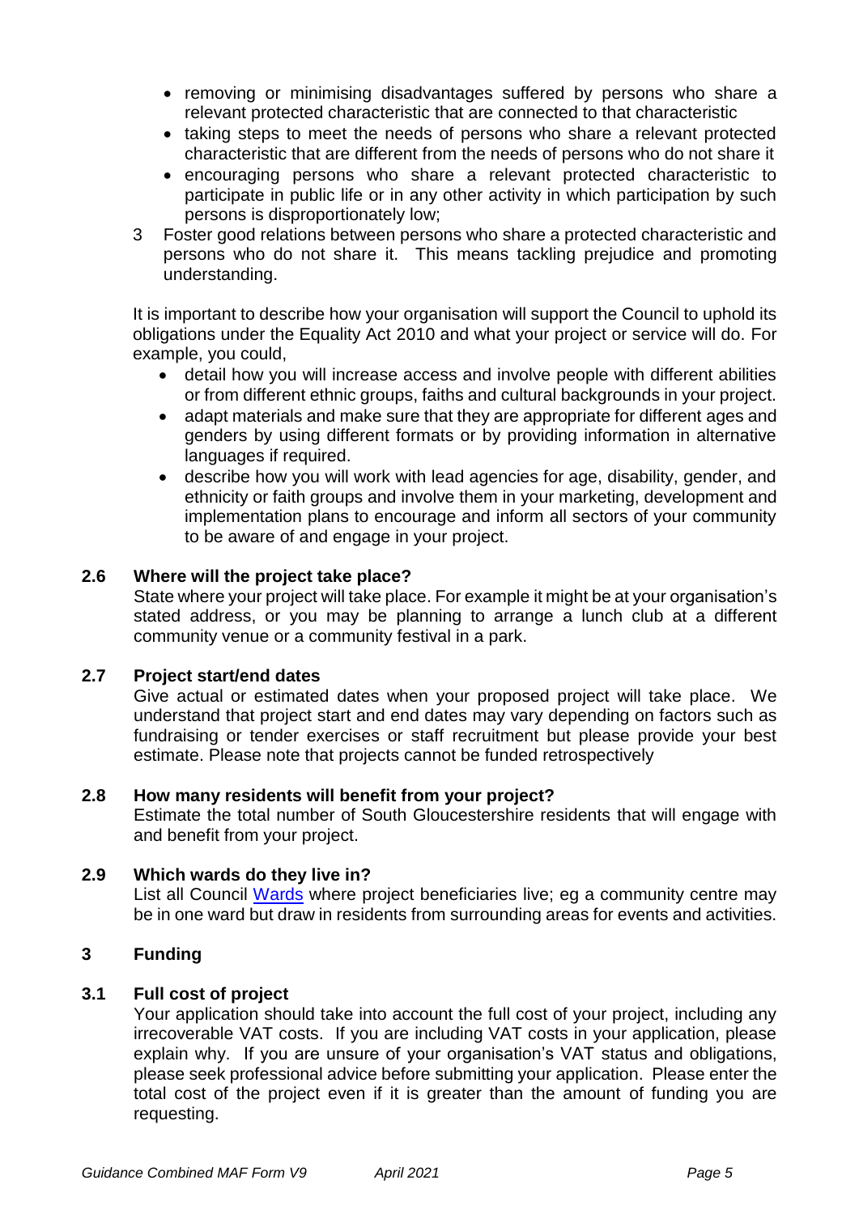- removing or minimising disadvantages suffered by persons who share a relevant protected characteristic that are connected to that characteristic
- taking steps to meet the needs of persons who share a relevant protected characteristic that are different from the needs of persons who do not share it
- encouraging persons who share a relevant protected characteristic to participate in public life or in any other activity in which participation by such persons is disproportionately low;

3 Foster good relations between persons who share a protected characteristic and persons who do not share it. This means tackling prejudice and promoting understanding.

It is important to describe how your organisation will support the Council to uphold its obligations under the Equality Act 2010 and what your project or service will do. For example, you could,

- detail how you will increase access and involve people with different abilities or from different ethnic groups, faiths and cultural backgrounds in your project.
- adapt materials and make sure that they are appropriate for different ages and genders by using different formats or by providing information in alternative languages if required.
- describe how you will work with lead agencies for age, disability, gender, and ethnicity or faith groups and involve them in your marketing, development and implementation plans to encourage and inform all sectors of your community to be aware of and engage in your project.

### 2.6 Where will the project take place?

State where your project will take place. For example it might be at your organisation's stated address, or you may be planning to arrange a lunch club at a different community venue or a community festival in a park.

### 2.7 Project start/end dates

Give actual or estimated dates when your proposed project will take place. We understand that project start and end dates may vary depending on factors such as fundraising or tender exercises or staff recruitment but please provide your best estimate. Please note that projects cannot be funded retrospectively

### 2.8 How many residents will benefit from your project?

Estimate the total number of South Gloucestershire residents that will engage with and benefit from your project.

### 2.9 Which wards do they live in?

List all Council Wards where project beneficiaries live; eg a community centre may be in one ward but draw in residents from surrounding areas for events and activities.

## 3 Funding

### 3.1 Full cost of project

Your application should take into account the full cost of your project, including any irrecoverable VAT costs. If you are including VAT costs in your application, please explain why. If you are unsure of your organisation's VAT status and obligations, please seek professional advice before submitting your application. Please enter the total cost of the project even if it is greater than the amount of funding you are requesting.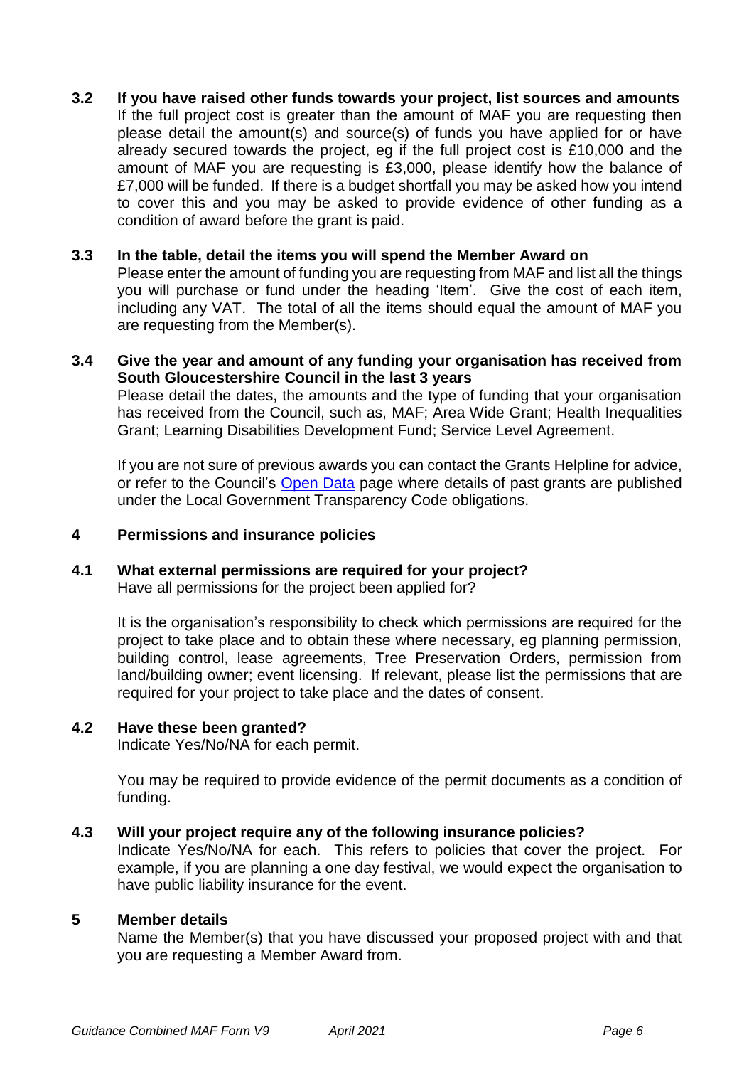### 3.2 If you have raised other funds towards your project, list sources and amounts

If the full project cost is greater than the amount of MAF you are requesting then please detail the amount(s) and source(s) of funds you have applied for or have already secured towards the project, eg if the full project cost is £10,000 and the amount of MAF you are requesting is £3,000, please identify how the balance of £7,000 will be funded. If there is a budget shortfall you may be asked how you intend to cover this and you may be asked to provide evidence of other funding as a condition of award before the grant is paid.

### 3.3 In the table, detail the items you will spend the Member Award on

Please enter the amount of funding you are requesting from MAF and list all the things you will purchase or fund under the heading 'Item'. Give the cost of each item, including any VAT. The total of all the items should equal the amount of MAF you are requesting from the Member(s).

### 3.4 Give the year and amount of any funding your organisation has received from South Gloucestershire Council in the last 3 years

Please detail the dates, the amounts and the type of funding that your organisation has received from the Council, such as, MAF; Area Wide Grant; Health Inequalities Grant; Learning Disabilities Development Fund; Service Level Agreement.

If you are not sure of previous awards you can contact the Grants Helpline for advice, or refer to the Council's [Open Data] page where details of past grants are published under the Local Government Transparency Code obligations.

## 4 Permissions and insurance policies

### 4.1 What external permissions are required for your project?

Have all permissions for the project been applied for?

It is the organisation's responsibility to check which permissions are required for the project to take place and to obtain these where necessary, eg planning permission, building control, lease agreements, Tree Preservation Orders, permission from land/building owner; event licensing. If relevant, please list the permissions that are required for your project to take place and the dates of consent.

### 4.2 Have these been granted?

Indicate Yes/No/NA for each permit.

You may be required to provide evidence of the permit documents as a condition of funding.

### 4.3 Will your project require any of the following insurance policies?

Indicate Yes/No/NA for each. This refers to policies that cover the project. For example, if you are planning a one day festival, we would expect the organisation to have public liability insurance for the event.

## 5 Member details

Name the Member(s) that you have discussed your proposed project with and that you are requesting a Member Award from.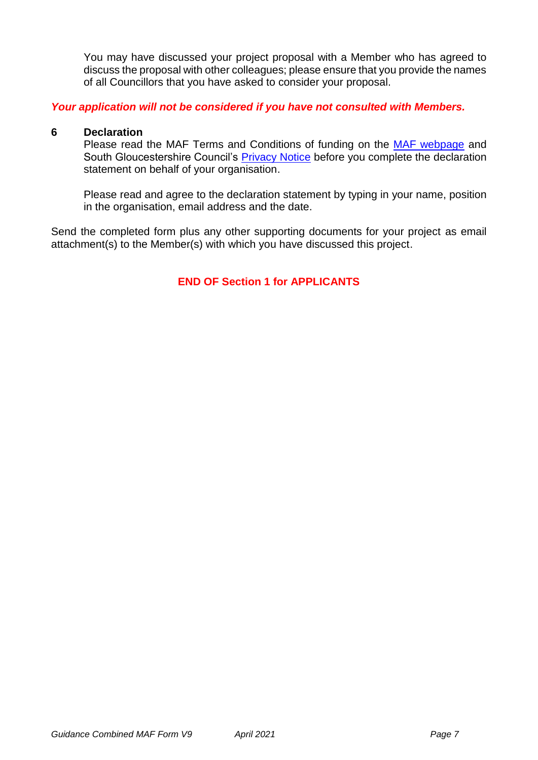You may have discussed your project proposal with a Member who has agreed to discuss the proposal with other colleagues; please ensure that you provide the names of all Councillors that you have asked to consider your proposal.

***Your application will not be considered if you have not consulted with Members.***

**6 Declaration**

Please read the MAF Terms and Conditions of funding on the MAF webpage and South Gloucestershire Council's Privacy Notice before you complete the declaration statement on behalf of your organisation.

Please read and agree to the declaration statement by typing in your name, position in the organisation, email address and the date.

Send the completed form plus any other supporting documents for your project as email attachment(s) to the Member(s) with which you have discussed this project.

**END OF Section 1 for APPLICANTS**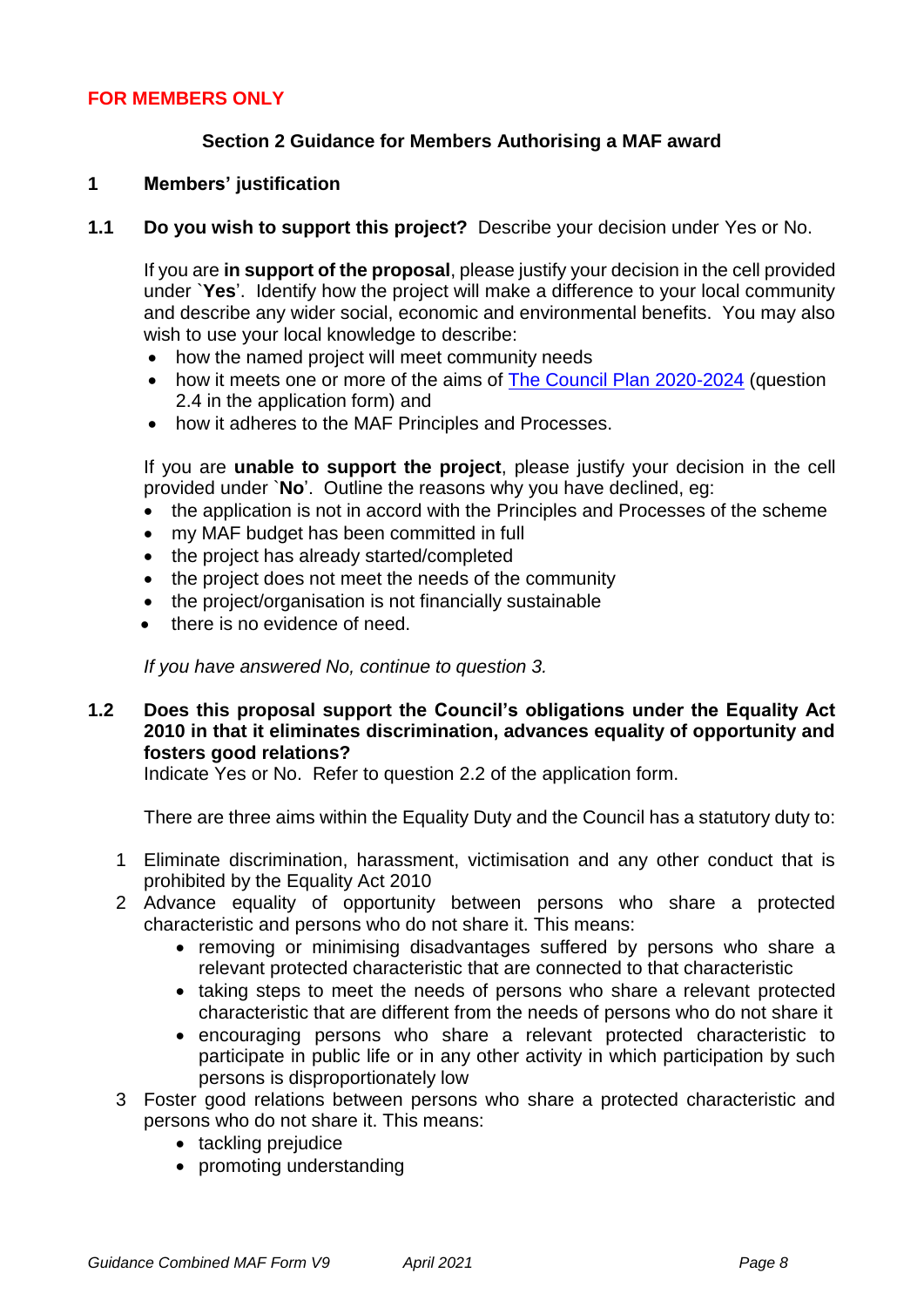**FOR MEMBERS ONLY**

## Section 2 Guidance for Members Authorising a MAF award

### 1 Members' justification

**1.1 Do you wish to support this project?** Describe your decision under Yes or No.

If you are **in support of the proposal**, please justify your decision in the cell provided under `**Yes**'. Identify how the project will make a difference to your local community and describe any wider social, economic and environmental benefits. You may also wish to use your local knowledge to describe:

- how the named project will meet community needs
- how it meets one or more of the aims of [The Council Plan 2020-2024] (question 2.4 in the application form) and
- how it adheres to the MAF Principles and Processes.

If you are **unable to support the project**, please justify your decision in the cell provided under `**No**'. Outline the reasons why you have declined, eg:

- the application is not in accord with the Principles and Processes of the scheme
- my MAF budget has been committed in full
- the project has already started/completed
- the project does not meet the needs of the community
- the project/organisation is not financially sustainable
- there is no evidence of need.

*If you have answered No, continue to question 3.*

**1.2 Does this proposal support the Council's obligations under the Equality Act 2010 in that it eliminates discrimination, advances equality of opportunity and fosters good relations?**
Indicate Yes or No. Refer to question 2.2 of the application form.

There are three aims within the Equality Duty and the Council has a statutory duty to:

1. Eliminate discrimination, harassment, victimisation and any other conduct that is prohibited by the Equality Act 2010
2. Advance equality of opportunity between persons who share a protected characteristic and persons who do not share it. This means:
    - removing or minimising disadvantages suffered by persons who share a relevant protected characteristic that are connected to that characteristic
    - taking steps to meet the needs of persons who share a relevant protected characteristic that are different from the needs of persons who do not share it
    - encouraging persons who share a relevant protected characteristic to participate in public life or in any other activity in which participation by such persons is disproportionately low
3. Foster good relations between persons who share a protected characteristic and persons who do not share it. This means:
    - tackling prejudice
    - promoting understanding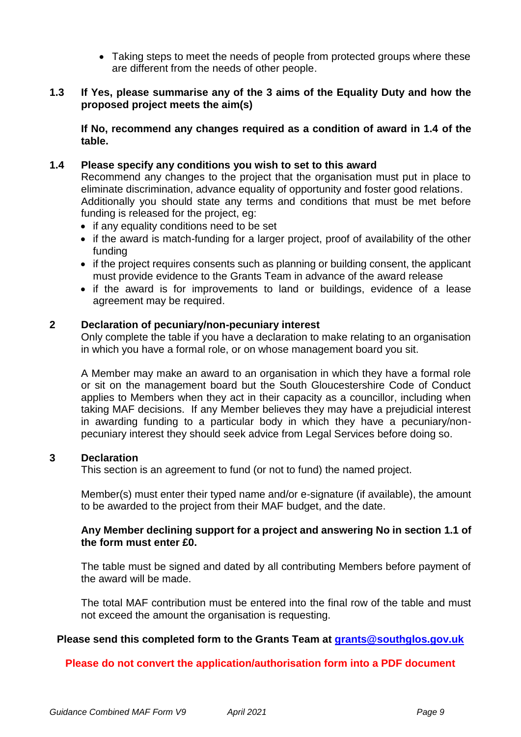- Taking steps to meet the needs of people from protected groups where these are different from the needs of other people.

**1.3 If Yes, please summarise any of the 3 aims of the Equality Duty and how the proposed project meets the aim(s)**

**If No, recommend any changes required as a condition of award in 1.4 of the table.**

**1.4 Please specify any conditions you wish to set to this award**

Recommend any changes to the project that the organisation must put in place to eliminate discrimination, advance equality of opportunity and foster good relations. Additionally you should state any terms and conditions that must be met before funding is released for the project, eg:

- if any equality conditions need to be set
- if the award is match-funding for a larger project, proof of availability of the other funding
- if the project requires consents such as planning or building consent, the applicant must provide evidence to the Grants Team in advance of the award release
- if the award is for improvements to land or buildings, evidence of a lease agreement may be required.

**2 Declaration of pecuniary/non-pecuniary interest**

Only complete the table if you have a declaration to make relating to an organisation in which you have a formal role, or on whose management board you sit.

A Member may make an award to an organisation in which they have a formal role or sit on the management board but the South Gloucestershire Code of Conduct applies to Members when they act in their capacity as a councillor, including when taking MAF decisions. If any Member believes they may have a prejudicial interest in awarding funding to a particular body in which they have a pecuniary/non-pecuniary interest they should seek advice from Legal Services before doing so.

**3 Declaration**

This section is an agreement to fund (or not to fund) the named project.

Member(s) must enter their typed name and/or e-signature (if available), the amount to be awarded to the project from their MAF budget, and the date.

**Any Member declining support for a project and answering No in section 1.1 of the form must enter £0.**

The table must be signed and dated by all contributing Members before payment of the award will be made.

The total MAF contribution must be entered into the final row of the table and must not exceed the amount the organisation is requesting.

**Please send this completed form to the Grants Team at [grants@southglos.gov.uk](mailto:grants@southglos.gov.uk)**

**Please do not convert the application/authorisation form into a PDF document**